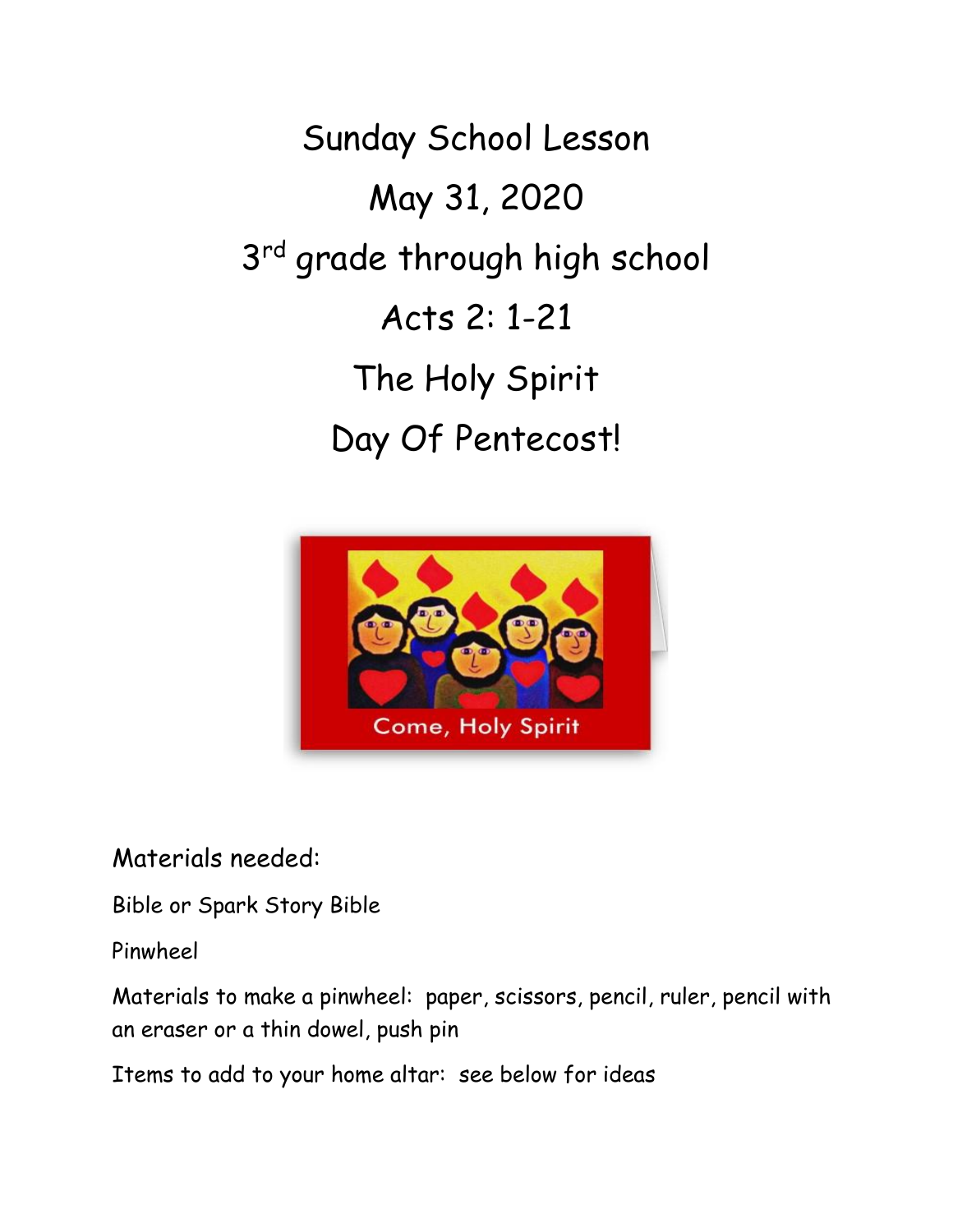# Sunday School Lesson

# May 31, 2020

# 3rd grade through high school

# Acts 2: 1-21

# The Holy Spirit

# Day Of Pentecost!

Materials needed:

Bible or Spark Story Bible

Pinwheel

Materials to make a pinwheel: paper, scissors, pencil, ruler, pencil with an eraser or a thin dowel, push pin

Items to add to your home altar: see below for ideas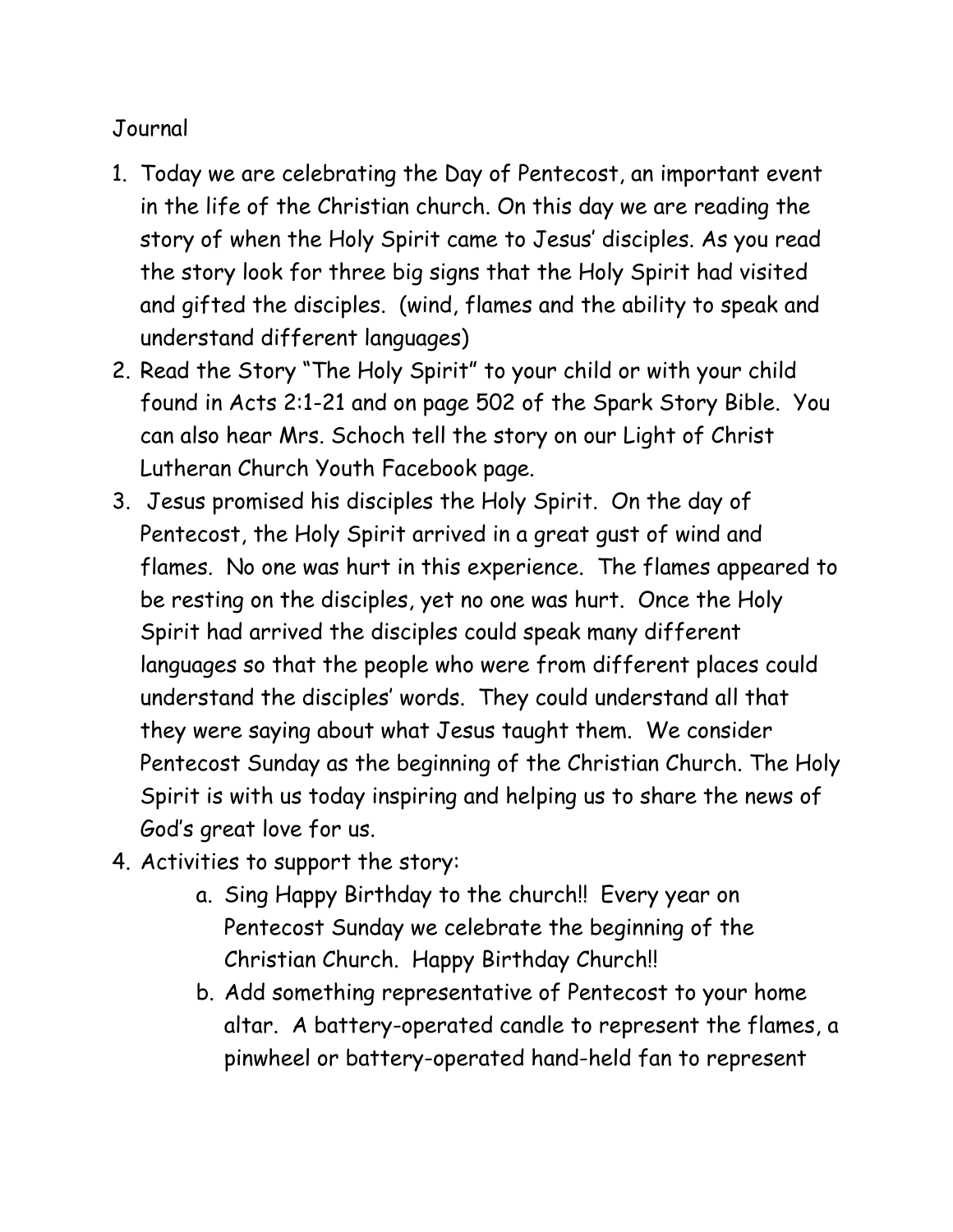Journal

1. Today we are celebrating the Day of Pentecost, an important event in the life of the Christian church. On this day we are reading the story of when the Holy Spirit came to Jesus' disciples. As you read the story look for three big signs that the Holy Spirit had visited and gifted the disciples. (wind, flames and the ability to speak and understand different languages)
2. Read the Story "The Holy Spirit" to your child or with your child found in Acts 2:1-21 and on page 502 of the Spark Story Bible. You can also hear Mrs. Schoch tell the story on our Light of Christ Lutheran Church Youth Facebook page.
3. Jesus promised his disciples the Holy Spirit. On the day of Pentecost, the Holy Spirit arrived in a great gust of wind and flames. No one was hurt in this experience. The flames appeared to be resting on the disciples, yet no one was hurt. Once the Holy Spirit had arrived the disciples could speak many different languages so that the people who were from different places could understand the disciples' words. They could understand all that they were saying about what Jesus taught them. We consider Pentecost Sunday as the beginning of the Christian Church. The Holy Spirit is with us today inspiring and helping us to share the news of God's great love for us.
4. Activities to support the story:
    a. Sing Happy Birthday to the church!! Every year on Pentecost Sunday we celebrate the beginning of the Christian Church. Happy Birthday Church!!
    b. Add something representative of Pentecost to your home altar. A battery-operated candle to represent the flames, a pinwheel or battery-operated hand-held fan to represent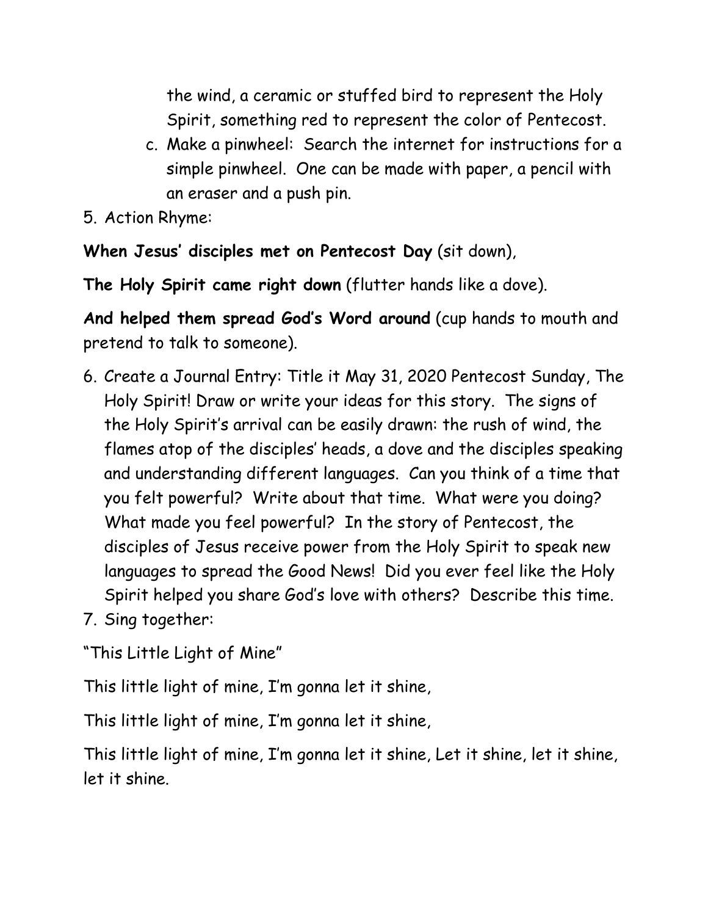the wind, a ceramic or stuffed bird to represent the Holy Spirit, something red to represent the color of Pentecost.

   c. Make a pinwheel: Search the internet for instructions for a simple pinwheel. One can be made with paper, a pencil with an eraser and a push pin.

5. Action Rhyme:

**When Jesus' disciples met on Pentecost Day** (sit down),

**The Holy Spirit came right down** (flutter hands like a dove).

**And helped them spread God's Word around** (cup hands to mouth and pretend to talk to someone).

6. Create a Journal Entry: Title it May 31, 2020 Pentecost Sunday, The Holy Spirit! Draw or write your ideas for this story. The signs of the Holy Spirit's arrival can be easily drawn: the rush of wind, the flames atop of the disciples' heads, a dove and the disciples speaking and understanding different languages. Can you think of a time that you felt powerful? Write about that time. What were you doing? What made you feel powerful? In the story of Pentecost, the disciples of Jesus receive power from the Holy Spirit to speak new languages to spread the Good News! Did you ever feel like the Holy Spirit helped you share God's love with others? Describe this time.
7. Sing together:

"This Little Light of Mine"

This little light of mine, I'm gonna let it shine,

This little light of mine, I'm gonna let it shine,

This little light of mine, I'm gonna let it shine, Let it shine, let it shine, let it shine.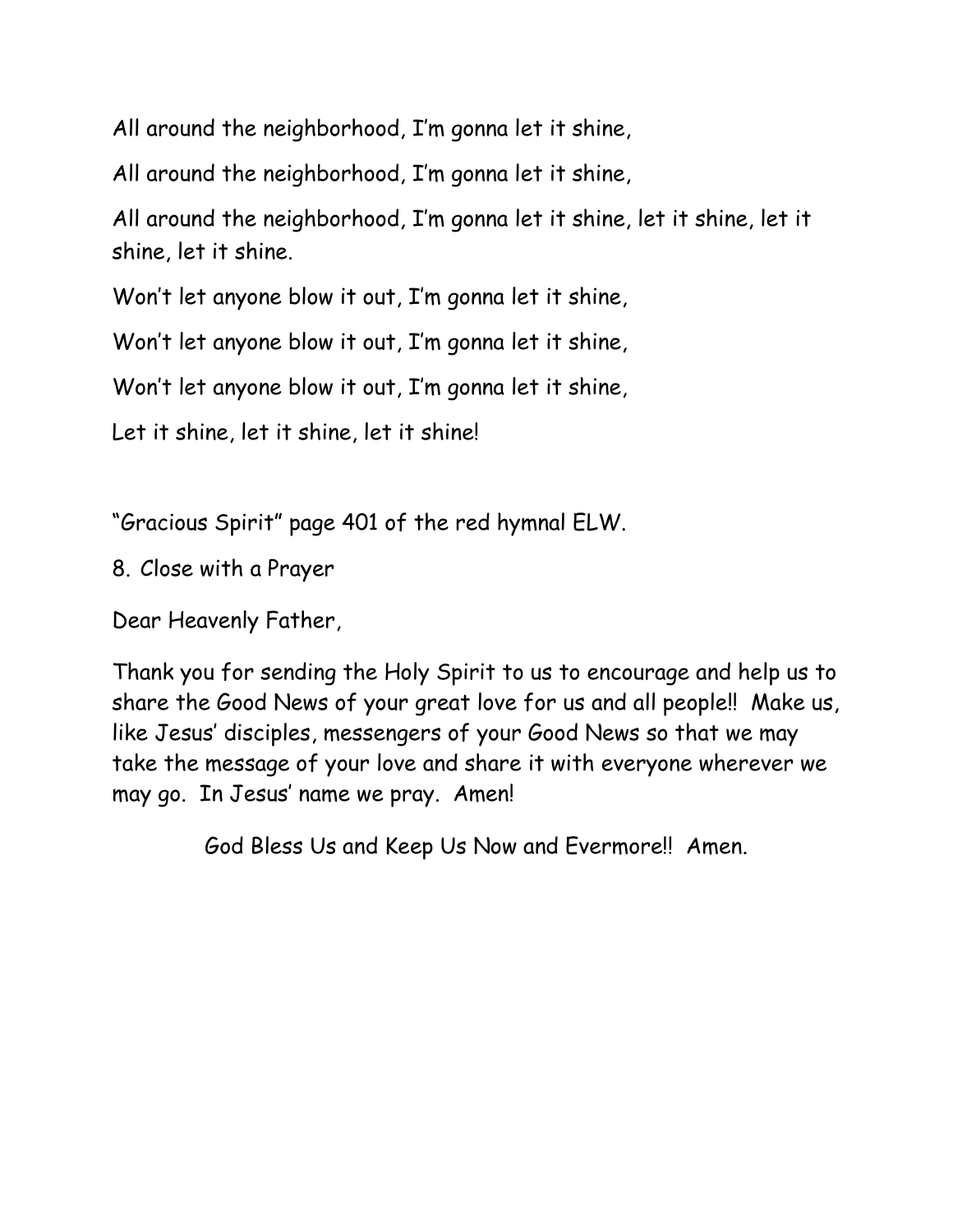All around the neighborhood, I'm gonna let it shine,

All around the neighborhood, I'm gonna let it shine,

All around the neighborhood, I'm gonna let it shine, let it shine, let it shine, let it shine.

Won't let anyone blow it out, I'm gonna let it shine,

Won't let anyone blow it out, I'm gonna let it shine,

Won't let anyone blow it out, I'm gonna let it shine,

Let it shine, let it shine, let it shine!

"Gracious Spirit" page 401 of the red hymnal ELW.

8. Close with a Prayer

Dear Heavenly Father,

Thank you for sending the Holy Spirit to us to encourage and help us to share the Good News of your great love for us and all people!! Make us, like Jesus' disciples, messengers of your Good News so that we may take the message of your love and share it with everyone wherever we may go. In Jesus' name we pray. Amen!

God Bless Us and Keep Us Now and Evermore!! Amen.